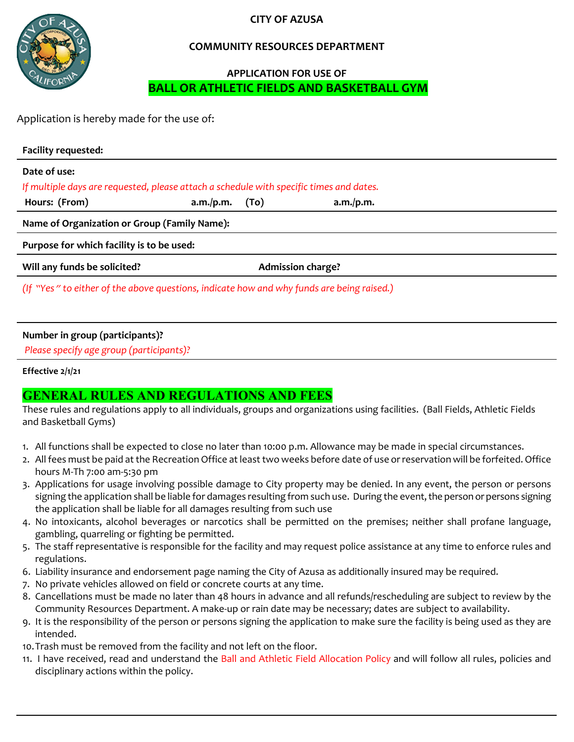**CITY OF AZUSA**

**COMMUNITY RESOURCES DEPARTMENT**

**APPLICATION FOR USE OF**

# BALL OR ATHLETIC FIELDS AND BASKETBALL GYM

Application is hereby made for the use of:

**Facility requested:**

**Date of use:**

*If multiple days are requested, please attach a schedule with specific times and dates.*

**Hours: (From)** **a.m./p.m.** **(To)** **a.m./p.m.**

**Name of Organization or Group (Family Name):**

**Purpose for which facility is to be used:**

**Will any funds be solicited?** **Admission charge?**

*(If "Yes" to either of the above questions, indicate how and why funds are being raised.)*

**Number in group (participants)?**

*Please specify age group (participants)?*

**Effective 2/1/21**

## GENERAL RULES AND REGULATIONS AND FEES

These rules and regulations apply to all individuals, groups and organizations using facilities. (Ball Fields, Athletic Fields and Basketball Gyms)

1. All functions shall be expected to close no later than 10:00 p.m. Allowance may be made in special circumstances.
2. All fees must be paid at the Recreation Office at least two weeks before date of use or reservation will be forfeited. Office hours M-Th 7:00 am-5:30 pm
3. Applications for usage involving possible damage to City property may be denied. In any event, the person or persons signing the application shall be liable for damages resulting from such use. During the event, the person or persons signing the application shall be liable for all damages resulting from such use
4. No intoxicants, alcohol beverages or narcotics shall be permitted on the premises; neither shall profane language, gambling, quarreling or fighting be permitted.
5. The staff representative is responsible for the facility and may request police assistance at any time to enforce rules and regulations.
6. Liability insurance and endorsement page naming the City of Azusa as additionally insured may be required.
7. No private vehicles allowed on field or concrete courts at any time.
8. Cancellations must be made no later than 48 hours in advance and all refunds/rescheduling are subject to review by the Community Resources Department. A make-up or rain date may be necessary; dates are subject to availability.
9. It is the responsibility of the person or persons signing the application to make sure the facility is being used as they are intended.
10. Trash must be removed from the facility and not left on the floor.
11. I have received, read and understand the Ball and Athletic Field Allocation Policy and will follow all rules, policies and disciplinary actions within the policy.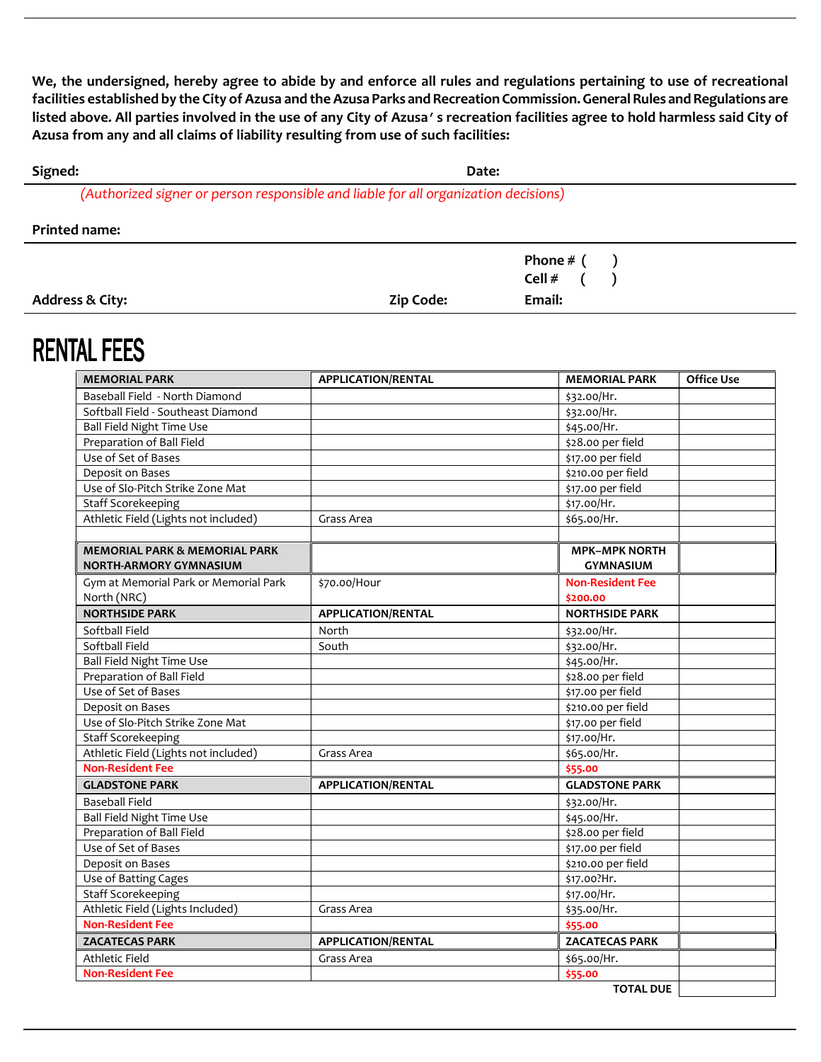**We, the undersigned, hereby agree to abide by and enforce all rules and regulations pertaining to use of recreational facilities established by the City of Azusa and the Azusa Parks and Recreation Commission. General Rules and Regulations are listed above. All parties involved in the use of any City of Azusa's recreation facilities agree to hold harmless said City of Azusa from any and all claims of liability resulting from use of such facilities:**

**Signed:** **Date:**

*(Authorized signer or person responsible and liable for all organization decisions)*

**Printed name:**

**Phone # ( )**
**Cell # ( )**

**Address & City:** **Zip Code:** **Email:**

# RENTAL FEES

| MEMORIAL PARK | APPLICATION/RENTAL | MEMORIAL PARK | Office Use |
|---|---|---|---|
| Baseball Field - North Diamond | | $32.00/Hr. | |
| Softball Field - Southeast Diamond | | $32.00/Hr. | |
| Ball Field Night Time Use | | $45.00/Hr. | |
| Preparation of Ball Field | | $28.00 per field | |
| Use of Set of Bases | | $17.00 per field | |
| Deposit on Bases | | $210.00 per field | |
| Use of Slo-Pitch Strike Zone Mat | | $17.00 per field | |
| Staff Scorekeeping | | $17.00/Hr. | |
| Athletic Field (Lights not included) | Grass Area | $65.00/Hr. | |
| | | | |
| **MEMORIAL PARK & MEMORIAL PARK NORTH-ARMORY GYMNASIUM** | | **MPK–MPK NORTH GYMNASIUM** | |
| Gym at Memorial Park or Memorial Park North (NRC) | $70.00/Hour | **Non-Resident Fee $200.00** | |
| **NORTHSIDE PARK** | **APPLICATION/RENTAL** | **NORTHSIDE PARK** | |
| Softball Field | North | $32.00/Hr. | |
| Softball Field | South | $32.00/Hr. | |
| Ball Field Night Time Use | | $45.00/Hr. | |
| Preparation of Ball Field | | $28.00 per field | |
| Use of Set of Bases | | $17.00 per field | |
| Deposit on Bases | | $210.00 per field | |
| Use of Slo-Pitch Strike Zone Mat | | $17.00 per field | |
| Staff Scorekeeping | | $17.00/Hr. | |
| Athletic Field (Lights not included) | Grass Area | $65.00/Hr. | |
| **Non-Resident Fee** | | **$55.00** | |
| **GLADSTONE PARK** | **APPLICATION/RENTAL** | **GLADSTONE PARK** | |
| Baseball Field | | $32.00/Hr. | |
| Ball Field Night Time Use | | $45.00/Hr. | |
| Preparation of Ball Field | | $28.00 per field | |
| Use of Set of Bases | | $17.00 per field | |
| Deposit on Bases | | $210.00 per field | |
| Use of Batting Cages | | $17.00?Hr. | |
| Staff Scorekeeping | | $17.00/Hr. | |
| Athletic Field (Lights Included) | Grass Area | $35.00/Hr. | |
| **Non-Resident Fee** | | **$55.00** | |
| **ZACATECAS PARK** | **APPLICATION/RENTAL** | **ZACATECAS PARK** | |
| Athletic Field | Grass Area | $65.00/Hr. | |
| **Non-Resident Fee** | | **$55.00** | |
| | | **TOTAL DUE** | |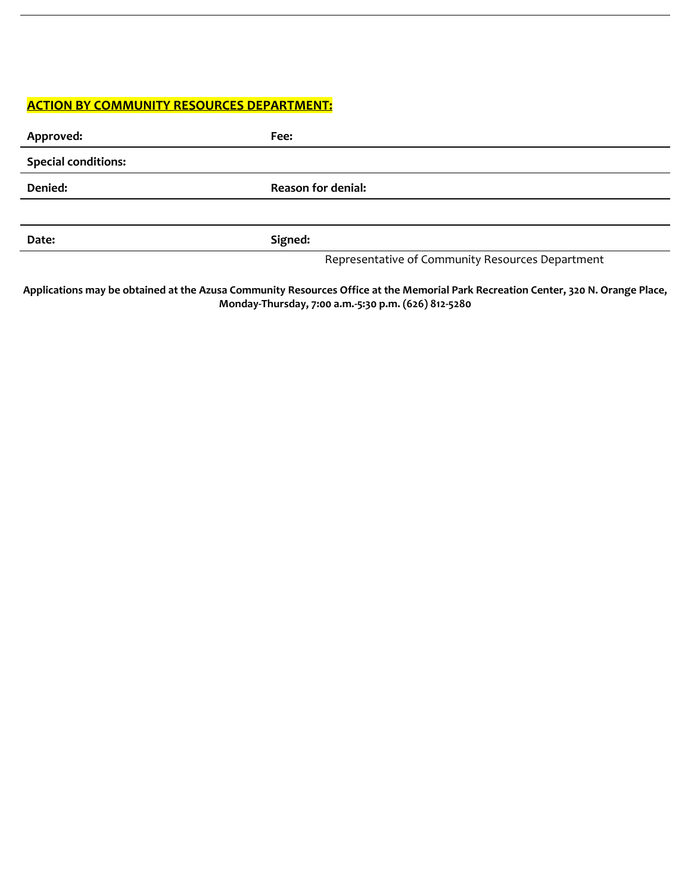**ACTION BY COMMUNITY RESOURCES DEPARTMENT:**

| | |
|---|---|
| **Approved:** | **Fee:** |
| **Special conditions:** | |
| **Denied:** | **Reason for denial:** |
| | |
| **Date:** | **Signed:** |
| | Representative of Community Resources Department |

**Applications may be obtained at the Azusa Community Resources Office at the Memorial Park Recreation Center, 320 N. Orange Place, Monday-Thursday, 7:00 a.m.-5:30 p.m. (626) 812-5280**